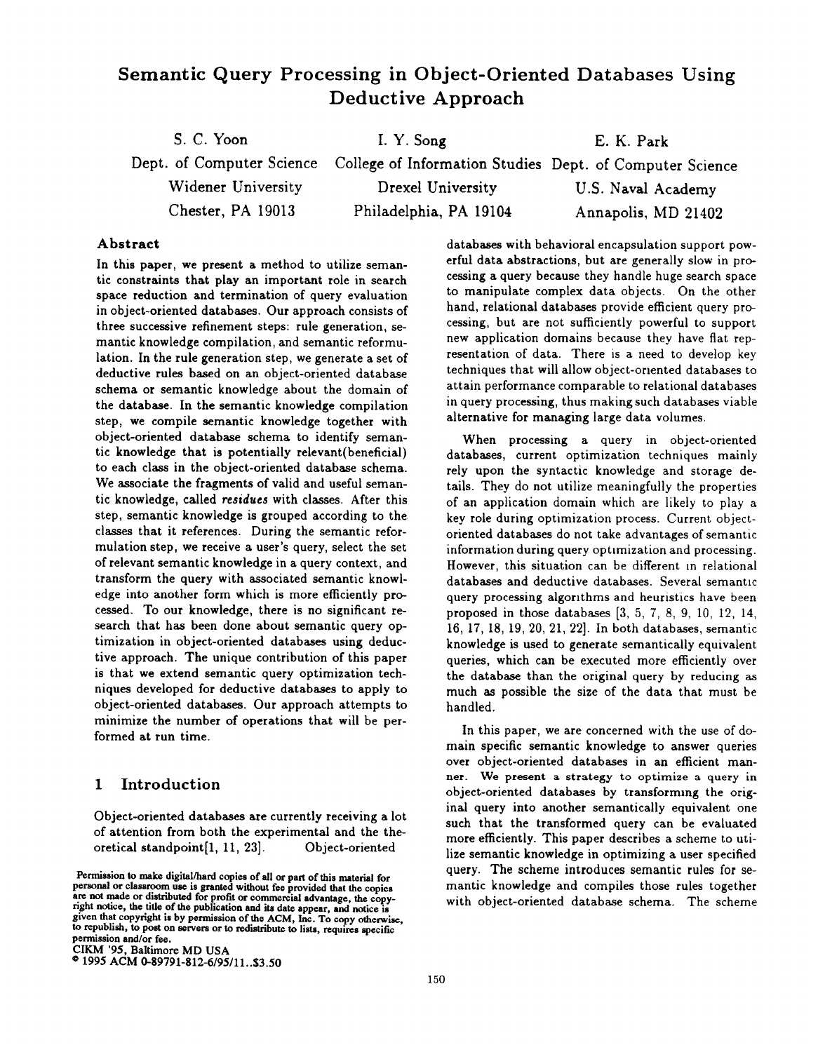# Semantic Query Processing in Object-Oriented Databases Using Deductive Approach

| S. C. Yoon | I. Y. Song | E. K. Park |
|---|---|---|
| Dept. of Computer Science | College of Information Studies | Dept. of Computer Science |
| Widener University | Drexel University | U.S. Naval Academy |
| Chester, PA 19013 | Philadelphia, PA 19104 | Annapolis, MD 21402 |

## Abstract

In this paper, we present a method to utilize semantic constraints that play an important role in search space reduction and termination of query evaluation in object-oriented databases. Our approach consists of three successive refinement steps: rule generation, semantic knowledge compilation, and semantic reformulation. In the rule generation step, we generate a set of deductive rules based on an object-oriented database schema or semantic knowledge about the domain of the database. In the semantic knowledge compilation step, we compile semantic knowledge together with object-oriented database schema to identify semantic knowledge that is potentially relevant(beneficial) to each class in the object-oriented database schema. We associate the fragments of valid and useful semantic knowledge, called *residues* with classes. After this step, semantic knowledge is grouped according to the classes that it references. During the semantic reformulation step, we receive a user's query, select the set of relevant semantic knowledge in a query context, and transform the query with associated semantic knowledge into another form which is more efficiently processed. To our knowledge, there is no significant research that has been done about semantic query optimization in object-oriented databases using deductive approach. The unique contribution of this paper is that we extend semantic query optimization techniques developed for deductive databases to apply to object-oriented databases. Our approach attempts to minimize the number of operations that will be performed at run time.

## 1 Introduction

Object-oriented databases are currently receiving a lot of attention from both the experimental and the theoretical standpoint[1, 11, 23]. Object-oriented databases with behavioral encapsulation support powerful data abstractions, but are generally slow in processing a query because they handle huge search space to manipulate complex data objects. On the other hand, relational databases provide efficient query processing, but are not sufficiently powerful to support new application domains because they have flat representation of data. There is a need to develop key techniques that will allow object-oriented databases to attain performance comparable to relational databases in query processing, thus making such databases viable alternative for managing large data volumes.

When processing a query in object-oriented databases, current optimization techniques mainly rely upon the syntactic knowledge and storage details. They do not utilize meaningfully the properties of an application domain which are likely to play a key role during optimization process. Current object-oriented databases do not take advantages of semantic information during query optimization and processing. However, this situation can be different in relational databases and deductive databases. Several semantic query processing algorithms and heuristics have been proposed in those databases [3, 5, 7, 8, 9, 10, 12, 14, 16, 17, 18, 19, 20, 21, 22]. In both databases, semantic knowledge is used to generate semantically equivalent queries, which can be executed more efficiently over the database than the original query by reducing as much as possible the size of the data that must be handled.

In this paper, we are concerned with the use of domain specific semantic knowledge to answer queries over object-oriented databases in an efficient manner. We present a strategy to optimize a query in object-oriented databases by transforming the original query into another semantically equivalent one such that the transformed query can be evaluated more efficiently. This paper describes a scheme to utilize semantic knowledge in optimizing a user specified query. The scheme introduces semantic rules for semantic knowledge and compiles those rules together with object-oriented database schema. The scheme

Permission to make digital/hard copies of all or part of this material for personal or classroom use is granted without fee provided that the copies are not made or distributed for profit or commercial advantage, the copyright notice, the title of the publication and its date appear, and notice is given that copyright is by permission of the ACM, Inc. To copy otherwise, to republish, to post on servers or to redistribute to lists, requires specific permission and/or fee.
CIKM '95, Baltimore MD USA
© 1995 ACM 0-89791-812-6/95/11..$3.50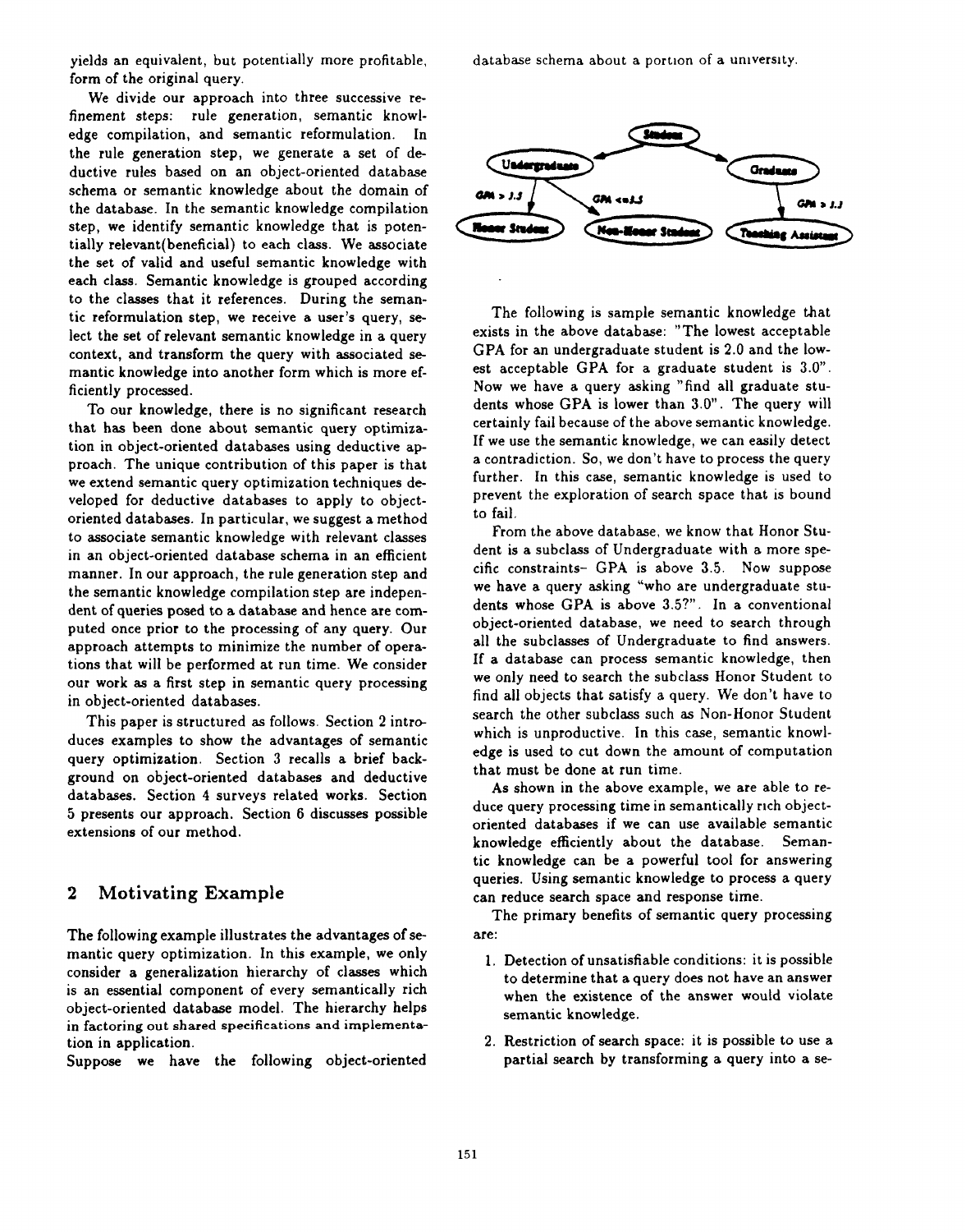yields an equivalent, but potentially more profitable, form of the original query.

We divide our approach into three successive refinement steps: rule generation, semantic knowledge compilation, and semantic reformulation. In the rule generation step, we generate a set of deductive rules based on an object-oriented database schema or semantic knowledge about the domain of the database. In the semantic knowledge compilation step, we identify semantic knowledge that is potentially relevant(beneficial) to each class. We associate the set of valid and useful semantic knowledge with each class. Semantic knowledge is grouped according to the classes that it references. During the semantic reformulation step, we receive a user's query, select the set of relevant semantic knowledge in a query context, and transform the query with associated semantic knowledge into another form which is more efficiently processed.

To our knowledge, there is no significant research that has been done about semantic query optimization in object-oriented databases using deductive approach. The unique contribution of this paper is that we extend semantic query optimization techniques developed for deductive databases to apply to object-oriented databases. In particular, we suggest a method to associate semantic knowledge with relevant classes in an object-oriented database schema in an efficient manner. In our approach, the rule generation step and the semantic knowledge compilation step are independent of queries posed to a database and hence are computed once prior to the processing of any query. Our approach attempts to minimize the number of operations that will be performed at run time. We consider our work as a first step in semantic query processing in object-oriented databases.

This paper is structured as follows. Section 2 introduces examples to show the advantages of semantic query optimization. Section 3 recalls a brief background on object-oriented databases and deductive databases. Section 4 surveys related works. Section 5 presents our approach. Section 6 discusses possible extensions of our method.

## 2 Motivating Example

The following example illustrates the advantages of semantic query optimization. In this example, we only consider a generalization hierarchy of classes which is an essential component of every semantically rich object-oriented database model. The hierarchy helps in factoring out shared specifications and implementation in application.

Suppose we have the following object-oriented database schema about a portion of a university.

```
                         Student
                        /       \
             Undergraduate       Graduate
          GPA > 3.5 /   \ GPA <= 3.5    \ GPA > 3.3
      Honor Student   Non-Honor Student   Teaching Assistant
```

The following is sample semantic knowledge that exists in the above database: "The lowest acceptable GPA for an undergraduate student is 2.0 and the lowest acceptable GPA for a graduate student is 3.0". Now we have a query asking "find all graduate students whose GPA is lower than 3.0". The query will certainly fail because of the above semantic knowledge. If we use the semantic knowledge, we can easily detect a contradiction. So, we don't have to process the query further. In this case, semantic knowledge is used to prevent the exploration of search space that is bound to fail.

From the above database, we know that Honor Student is a subclass of Undergraduate with a more specific constraints– GPA is above 3.5. Now suppose we have a query asking "who are undergraduate students whose GPA is above 3.5?". In a conventional object-oriented database, we need to search through all the subclasses of Undergraduate to find answers. If a database can process semantic knowledge, then we only need to search the subclass Honor Student to find all objects that satisfy a query. We don't have to search the other subclass such as Non-Honor Student which is unproductive. In this case, semantic knowledge is used to cut down the amount of computation that must be done at run time.

As shown in the above example, we are able to reduce query processing time in semantically rich object-oriented databases if we can use available semantic knowledge efficiently about the database. Semantic knowledge can be a powerful tool for answering queries. Using semantic knowledge to process a query can reduce search space and response time.

The primary benefits of semantic query processing are:

1. Detection of unsatisfiable conditions: it is possible to determine that a query does not have an answer when the existence of the answer would violate semantic knowledge.
2. Restriction of search space: it is possible to use a partial search by transforming a query into a se-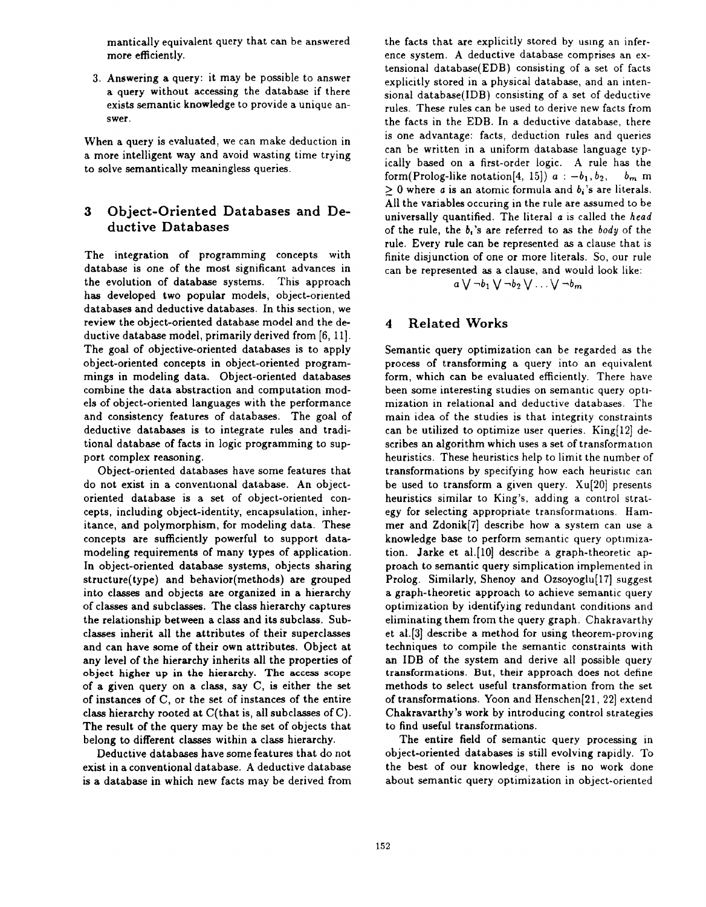mantically equivalent query that can be answered more efficiently.

3. Answering a query: it may be possible to answer a query without accessing the database if there exists semantic knowledge to provide a unique answer.

When a query is evaluated, we can make deduction in a more intelligent way and avoid wasting time trying to solve semantically meaningless queries.

## 3 Object-Oriented Databases and Deductive Databases

The integration of programming concepts with database is one of the most significant advances in the evolution of database systems. This approach has developed two popular models, object-oriented databases and deductive databases. In this section, we review the object-oriented database model and the deductive database model, primarily derived from [6, 11]. The goal of objective-oriented databases is to apply object-oriented concepts in object-oriented programmings in modeling data. Object-oriented databases combine the data abstraction and computation models of object-oriented languages with the performance and consistency features of databases. The goal of deductive databases is to integrate rules and traditional database of facts in logic programming to support complex reasoning.

Object-oriented databases have some features that do not exist in a conventional database. An object-oriented database is a set of object-oriented concepts, including object-identity, encapsulation, inheritance, and polymorphism, for modeling data. These concepts are sufficiently powerful to support data-modeling requirements of many types of application. In object-oriented database systems, objects sharing structure(type) and behavior(methods) are grouped into classes and objects are organized in a hierarchy of classes and subclasses. The class hierarchy captures the relationship between a class and its subclass. Subclasses inherit all the attributes of their superclasses and can have some of their own attributes. Object at any level of the hierarchy inherits all the properties of object higher up in the hierarchy. The access scope of a given query on a class, say C, is either the set of instances of C, or the set of instances of the entire class hierarchy rooted at C(that is, all subclasses of C). The result of the query may be the set of objects that belong to different classes within a class hierarchy.

Deductive databases have some features that do not exist in a conventional database. A deductive database is a database in which new facts may be derived from the facts that are explicitly stored by using an inference system. A deductive database comprises an extensional database(EDB) consisting of a set of facts explicitly stored in a physical database, and an intensional database(IDB) consisting of a set of deductive rules. These rules can be used to derive new facts from the facts in the EDB. In a deductive database, there is one advantage: facts, deduction rules and queries can be written in a uniform database language typically based on a first-order logic. A rule has the form(Prolog-like notation[4, 15]) $a : -b_1, b_2, \quad b_m$ m $\geq 0$ where $a$ is an atomic formula and $b_i$'s are literals. All the variables occuring in the rule are assumed to be universally quantified. The literal $a$ is called the *head* of the rule, the $b_i$'s are referred to as the *body* of the rule. Every rule can be represented as a clause that is finite disjunction of one or more literals. So, our rule can be represented as a clause, and would look like:

$$a \bigvee \neg b_1 \bigvee \neg b_2 \bigvee \ldots \bigvee \neg b_m$$

## 4 Related Works

Semantic query optimization can be regarded as the process of transforming a query into an equivalent form, which can be evaluated efficiently. There have been some interesting studies on semantic query optimization in relational and deductive databases. The main idea of the studies is that integrity constraints can be utilized to optimize user queries. King[12] describes an algorithm which uses a set of transformation heuristics. These heuristics help to limit the number of transformations by specifying how each heuristic can be used to transform a given query. Xu[20] presents heuristics similar to King's, adding a control strategy for selecting appropriate transformations. Hammer and Zdonik[7] describe how a system can use a knowledge base to perform semantic query optimization. Jarke et al.[10] describe a graph-theoretic approach to semantic query simplication implemented in Prolog. Similarly, Shenoy and Ozsoyoglu[17] suggest a graph-theoretic approach to achieve semantic query optimization by identifying redundant conditions and eliminating them from the query graph. Chakravarthy et al.[3] describe a method for using theorem-proving techniques to compile the semantic constraints with an IDB of the system and derive all possible query transformations. But, their approach does not define methods to select useful transformation from the set of transformations. Yoon and Henschen[21, 22] extend Chakravarthy's work by introducing control strategies to find useful transformations.

The entire field of semantic query processing in object-oriented databases is still evolving rapidly. To the best of our knowledge, there is no work done about semantic query optimization in object-oriented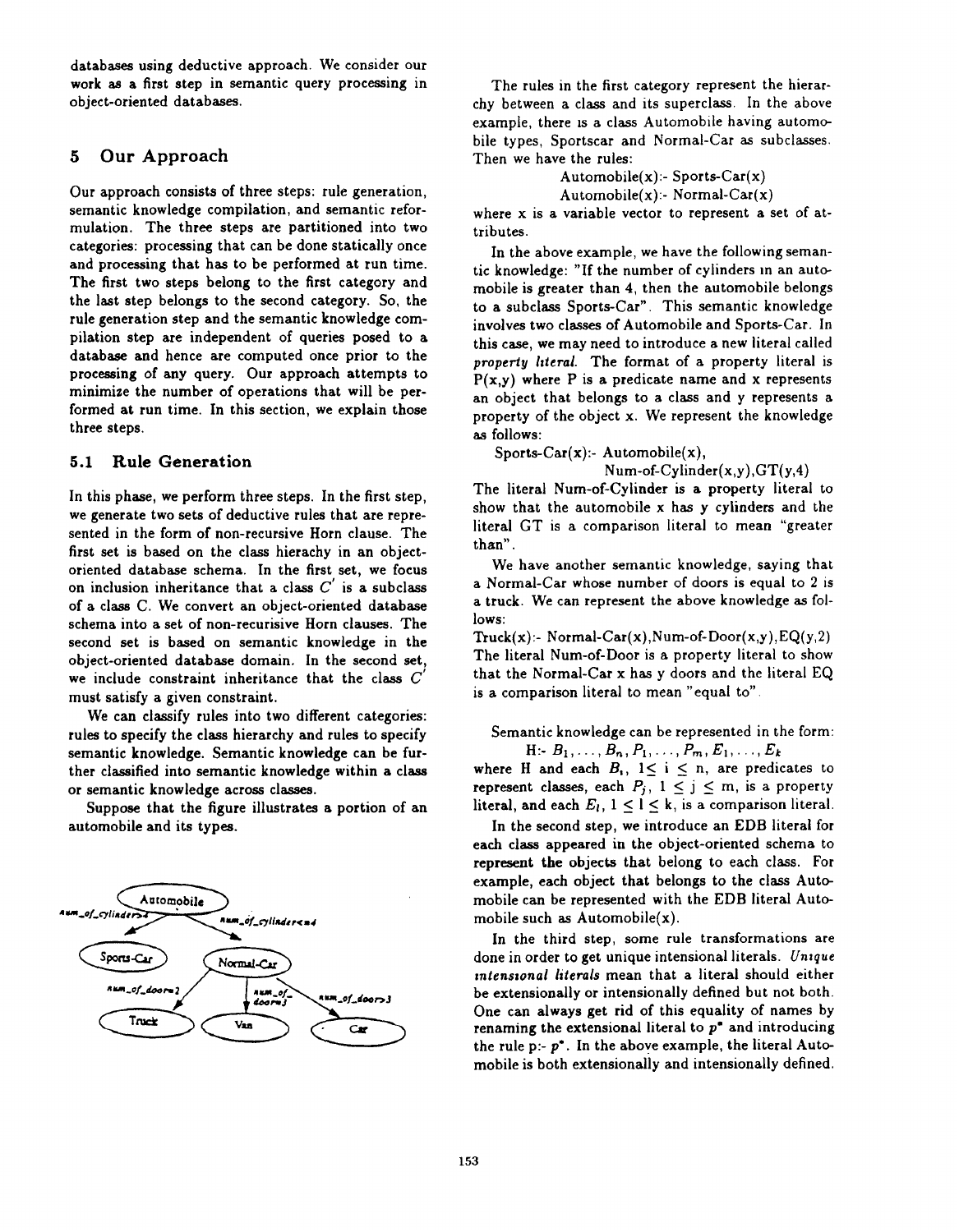databases using deductive approach. We consider our work as a first step in semantic query processing in object-oriented databases.

## 5 Our Approach

Our approach consists of three steps: rule generation, semantic knowledge compilation, and semantic reformulation. The three steps are partitioned into two categories: processing that can be done statically once and processing that has to be performed at run time. The first two steps belong to the first category and the last step belongs to the second category. So, the rule generation step and the semantic knowledge compilation step are independent of queries posed to a database and hence are computed once prior to the processing of any query. Our approach attempts to minimize the number of operations that will be performed at run time. In this section, we explain those three steps.

### 5.1 Rule Generation

In this phase, we perform three steps. In the first step, we generate two sets of deductive rules that are represented in the form of non-recursive Horn clause. The first set is based on the class hierachy in an object-oriented database schema. In the first set, we focus on inclusion inheritance that a class $C'$ is a subclass of a class C. We convert an object-oriented database schema into a set of non-recurisive Horn clauses. The second set is based on semantic knowledge in the object-oriented database domain. In the second set, we include constraint inheritance that the class $C'$ must satisfy a given constraint.

We can classify rules into two different categories: rules to specify the class hierarchy and rules to specify semantic knowledge. Semantic knowledge can be further classified into semantic knowledge within a class or semantic knowledge across classes.

Suppose that the figure illustrates a portion of an automobile and its types.

The rules in the first category represent the hierarchy between a class and its superclass. In the above example, there is a class Automobile having automobile types, Sportscar and Normal-Car as subclasses. Then we have the rules:

Automobile(x):- Sports-Car(x)
Automobile(x):- Normal-Car(x)

where x is a variable vector to represent a set of attributes.

In the above example, we have the following semantic knowledge: "If the number of cylinders in an automobile is greater than 4, then the automobile belongs to a subclass Sports-Car". This semantic knowledge involves two classes of Automobile and Sports-Car. In this case, we may need to introduce a new literal called *property literal*. The format of a property literal is P(x,y) where P is a predicate name and x represents an object that belongs to a class and y represents a property of the object x. We represent the knowledge as follows:

Sports-Car(x):- Automobile(x), Num-of-Cylinder(x,y),GT(y,4)

The literal Num-of-Cylinder is a property literal to show that the automobile x has y cylinders and the literal GT is a comparison literal to mean "greater than".

We have another semantic knowledge, saying that a Normal-Car whose number of doors is equal to 2 is a truck. We can represent the above knowledge as follows:

Truck(x):- Normal-Car(x),Num-of-Door(x,y),EQ(y,2)

The literal Num-of-Door is a property literal to show that the Normal-Car x has y doors and the literal EQ is a comparison literal to mean "equal to".

Semantic knowledge can be represented in the form:

$$H:- B_1, \ldots, B_n, P_1, \ldots, P_m, E_1, \ldots, E_k$$

where H and each $B_i$, $1 \leq i \leq n$, are predicates to represent classes, each $P_j$, $1 \leq j \leq m$, is a property literal, and each $E_l$, $1 \leq l \leq k$, is a comparison literal.

In the second step, we introduce an EDB literal for each class appeared in the object-oriented schema to represent the objects that belong to each class. For example, each object that belongs to the class Automobile can be represented with the EDB literal Automobile such as Automobile(x).

In the third step, some rule transformations are done in order to get unique intensional literals. *Unique intensional literals* mean that a literal should either be extensionally or intensionally defined but not both. One can always get rid of this equality of names by renaming the extensional literal to $p^*$ and introducing the rule p:- $p^*$. In the above example, the literal Automobile is both extensionally and intensionally defined.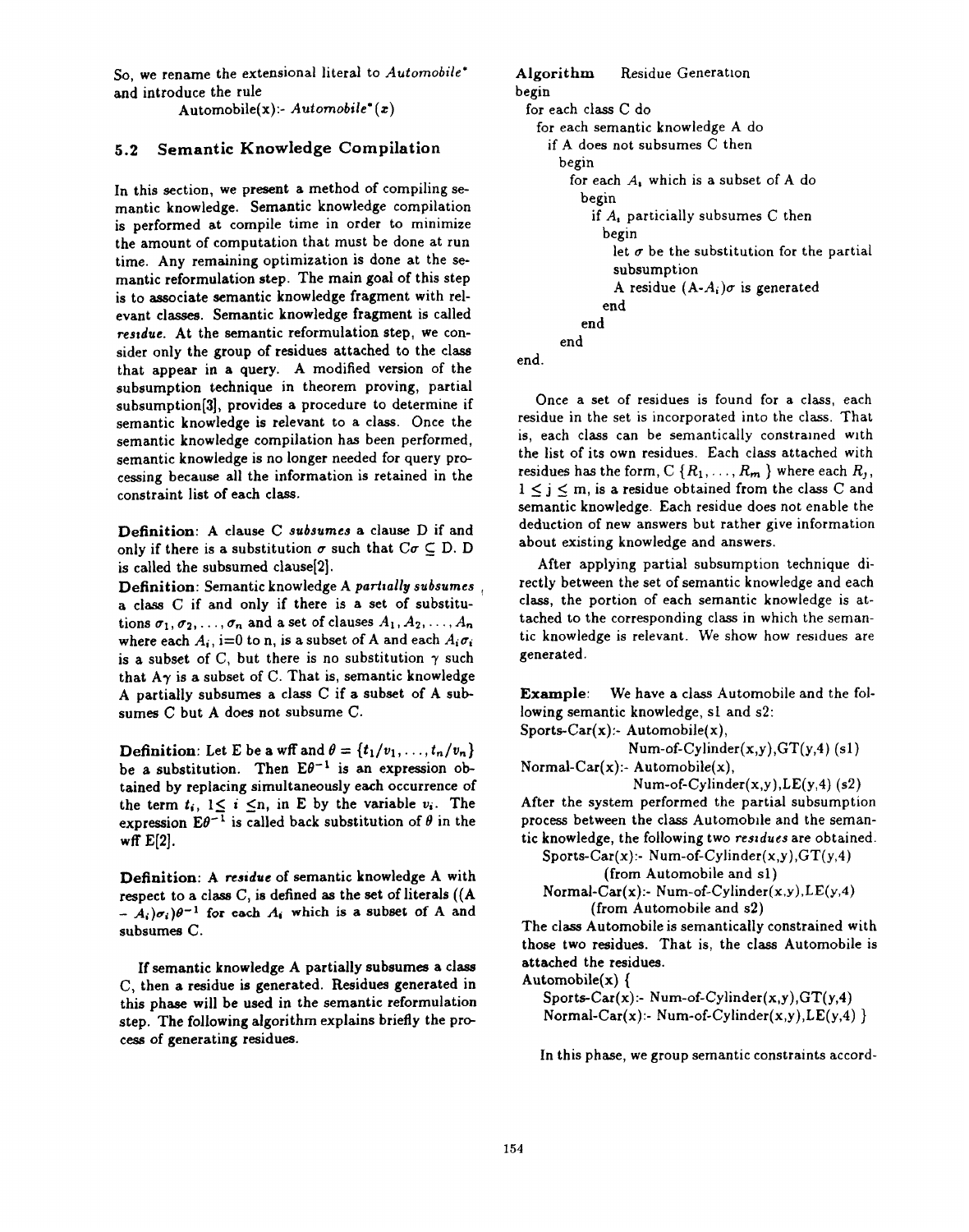So, we rename the extensional literal to *Automobile** and introduce the rule

Automobile(x):- *Automobile**(x)

### 5.2 Semantic Knowledge Compilation

In this section, we present a method of compiling semantic knowledge. Semantic knowledge compilation is performed at compile time in order to minimize the amount of computation that must be done at run time. Any remaining optimization is done at the semantic reformulation step. The main goal of this step is to associate semantic knowledge fragment with relevant classes. Semantic knowledge fragment is called *residue*. At the semantic reformulation step, we consider only the group of residues attached to the class that appear in a query. A modified version of the subsumption technique in theorem proving, partial subsumption[3], provides a procedure to determine if semantic knowledge is relevant to a class. Once the semantic knowledge compilation has been performed, semantic knowledge is no longer needed for query processing because all the information is retained in the constraint list of each class.

**Definition**: A clause C *subsumes* a clause D if and only if there is a substitution $\sigma$ such that $C\sigma \subseteq D$. D is called the subsumed clause[2].

**Definition**: Semantic knowledge A *partially subsumes* a class C if and only if there is a set of substitutions $\sigma_1, \sigma_2, \ldots, \sigma_n$ and a set of clauses $A_1, A_2, \ldots, A_n$ where each $A_i$, i=0 to n, is a subset of A and each $A_i\sigma_i$ is a subset of C, but there is no substitution $\gamma$ such that $A\gamma$ is a subset of C. That is, semantic knowledge A partially subsumes a class C if a subset of A subsumes C but A does not subsume C.

**Definition**: Let E be a wff and $\theta = \{t_1/v_1, \ldots, t_n/v_n\}$ be a substitution. Then $E\theta^{-1}$ is an expression obtained by replacing simultaneously each occurrence of the term $t_i$, $1 \leq i \leq n$, in E by the variable $v_i$. The expression $E\theta^{-1}$ is called back substitution of $\theta$ in the wff E[2].

**Definition**: A *residue* of semantic knowledge A with respect to a class C, is defined as the set of literals $((A - A_i)\sigma_i)\theta^{-1}$ for each $A_i$ which is a subset of A and subsumes C.

If semantic knowledge A partially subsumes a class C, then a residue is generated. Residues generated in this phase will be used in the semantic reformulation step. The following algorithm explains briefly the process of generating residues.

```
Algorithm    Residue Generation
begin
  for each class C do
    for each semantic knowledge A do
      if A does not subsumes C then
        begin
          for each A_i which is a subset of A do
            begin
              if A_i particially subsumes C then
                begin
                  let σ be the substitution for the partial
                  subsumption
                  A residue (A-A_i)σ is generated
                end
            end
        end
end.
```

Once a set of residues is found for a class, each residue in the set is incorporated into the class. That is, each class can be semantically constrained with the list of its own residues. Each class attached with residues has the form, C $\{R_1, \ldots, R_m\}$ where each $R_j$, $1 \leq j \leq m$, is a residue obtained from the class C and semantic knowledge. Each residue does not enable the deduction of new answers but rather give information about existing knowledge and answers.

After applying partial subsumption technique directly between the set of semantic knowledge and each class, the portion of each semantic knowledge is attached to the corresponding class in which the semantic knowledge is relevant. We show how residues are generated.

**Example**: We have a class Automobile and the following semantic knowledge, s1 and s2:

Sports-Car(x):- Automobile(x),
Num-of-Cylinder(x,y),GT(y,4) (s1)

Normal-Car(x):- Automobile(x),
Num-of-Cylinder(x,y),LE(y,4) (s2)

After the system performed the partial subsumption process between the class Automobile and the semantic knowledge, the following two *residues* are obtained.

Sports-Car(x):- Num-of-Cylinder(x,y),GT(y,4)
(from Automobile and s1)

Normal-Car(x):- Num-of-Cylinder(x,y),LE(y,4)
(from Automobile and s2)

The class Automobile is semantically constrained with those two residues. That is, the class Automobile is attached the residues.

Automobile(x) {
Sports-Car(x):- Num-of-Cylinder(x,y),GT(y,4)
Normal-Car(x):- Num-of-Cylinder(x,y),LE(y,4) }

In this phase, we group semantic constraints accord-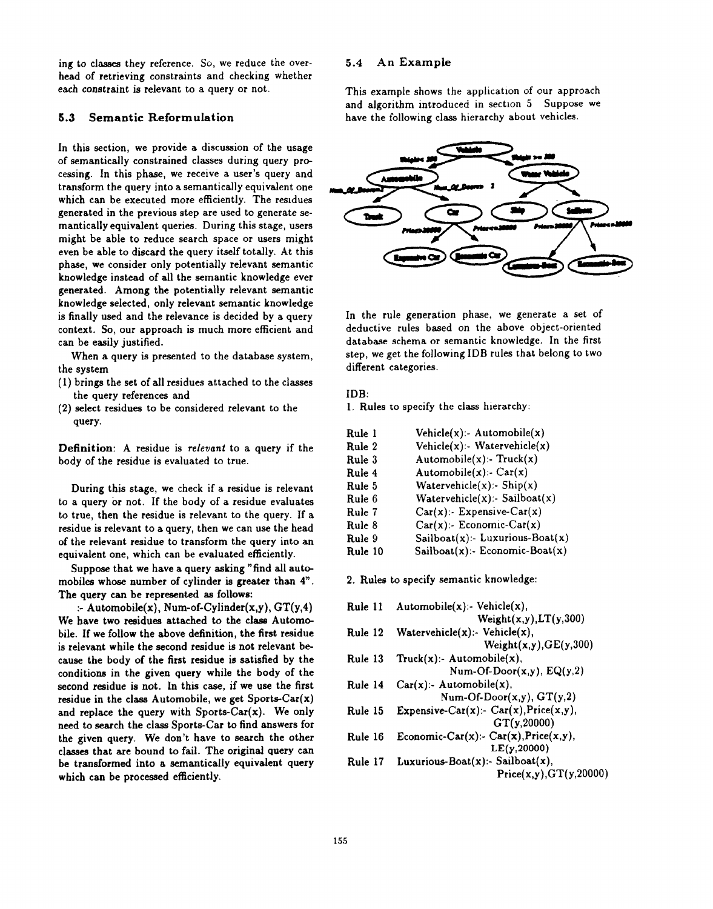ing to classes they reference. So, we reduce the overhead of retrieving constraints and checking whether each constraint is relevant to a query or not.

### 5.3 Semantic Reformulation

In this section, we provide a discussion of the usage of semantically constrained classes during query processing. In this phase, we receive a user's query and transform the query into a semantically equivalent one which can be executed more efficiently. The residues generated in the previous step are used to generate semantically equivalent queries. During this stage, users might be able to reduce search space or users might even be able to discard the query itself totally. At this phase, we consider only potentially relevant semantic knowledge instead of all the semantic knowledge ever generated. Among the potentially relevant semantic knowledge selected, only relevant semantic knowledge is finally used and the relevance is decided by a query context. So, our approach is much more efficient and can be easily justified.

When a query is presented to the database system, the system

(1) brings the set of all residues attached to the classes the query references and
(2) select residues to be considered relevant to the query.

**Definition**: A residue is *relevant* to a query if the body of the residue is evaluated to true.

During this stage, we check if a residue is relevant to a query or not. If the body of a residue evaluates to true, then the residue is relevant to the query. If a residue is relevant to a query, then we can use the head of the relevant residue to transform the query into an equivalent one, which can be evaluated efficiently.

Suppose that we have a query asking "find all automobiles whose number of cylinder is greater than 4". The query can be represented as follows:

:- Automobile(x), Num-of-Cylinder(x,y), GT(y,4)

We have two residues attached to the class Automobile. If we follow the above definition, the first residue is relevant while the second residue is not relevant because the body of the first residue is satisfied by the conditions in the given query while the body of the second residue is not. In this case, if we use the first residue in the class Automobile, we get Sports-Car(x) and replace the query with Sports-Car(x). We only need to search the class Sports-Car to find answers for the given query. We don't have to search the other classes that are bound to fail. The original query can be transformed into a semantically equivalent query which can be processed efficiently.

### 5.4 An Example

This example shows the application of our approach and algorithm introduced in section 5. Suppose we have the following class hierarchy about vehicles.

In the rule generation phase, we generate a set of deductive rules based on the above object-oriented database schema or semantic knowledge. In the first step, we get the following IDB rules that belong to two different categories.

IDB:

1. Rules to specify the class hierarchy:

| | |
|---|---|
| Rule 1 | Vehicle(x):- Automobile(x) |
| Rule 2 | Vehicle(x):- Watervehicle(x) |
| Rule 3 | Automobile(x):- Truck(x) |
| Rule 4 | Automobile(x):- Car(x) |
| Rule 5 | Watervehicle(x):- Ship(x) |
| Rule 6 | Watervehicle(x):- Sailboat(x) |
| Rule 7 | Car(x):- Expensive-Car(x) |
| Rule 8 | Car(x):- Economic-Car(x) |
| Rule 9 | Sailboat(x):- Luxurious-Boat(x) |
| Rule 10 | Sailboat(x):- Economic-Boat(x) |

2. Rules to specify semantic knowledge:

| | |
|---|---|
| Rule 11 | Automobile(x):- Vehicle(x), Weight(x,y),LT(y,300) |
| Rule 12 | Watervehicle(x):- Vehicle(x), Weight(x,y),GE(y,300) |
| Rule 13 | Truck(x):- Automobile(x), Num-Of-Door(x,y), EQ(y,2) |
| Rule 14 | Car(x):- Automobile(x), Num-Of-Door(x,y), GT(y,2) |
| Rule 15 | Expensive-Car(x):- Car(x),Price(x,y), GT(y,20000) |
| Rule 16 | Economic-Car(x):- Car(x),Price(x,y), LE(y,20000) |
| Rule 17 | Luxurious-Boat(x):- Sailboat(x), Price(x,y),GT(y,20000) |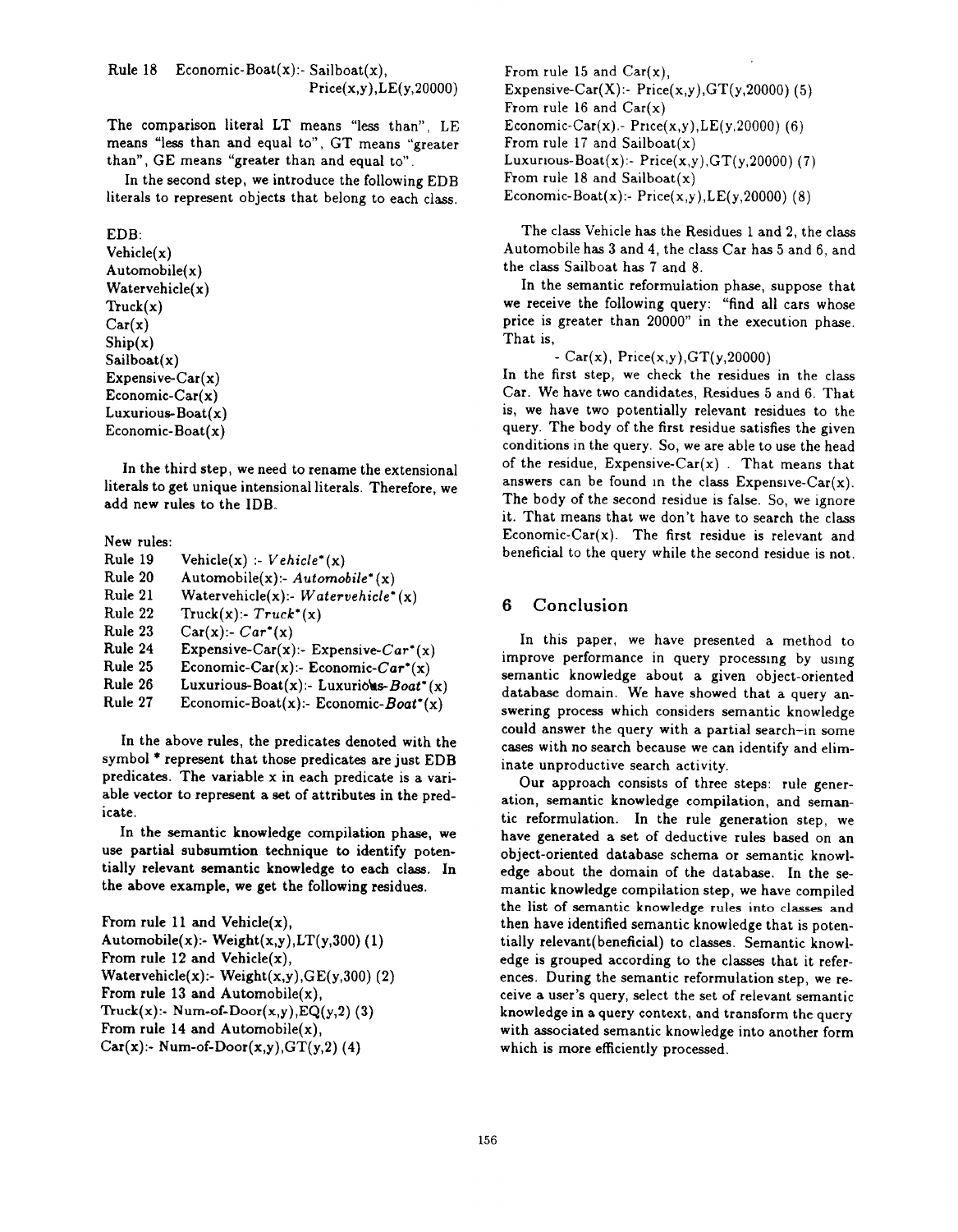Rule 18  Economic-Boat(x):- Sailboat(x), Price(x,y),LE(y,20000)

The comparison literal LT means "less than", LE means "less than and equal to", GT means "greater than", GE means "greater than and equal to".

In the second step, we introduce the following EDB literals to represent objects that belong to each class.

EDB:
Vehicle(x)
Automobile(x)
Watervehicle(x)
Truck(x)
Car(x)
Ship(x)
Sailboat(x)
Expensive-Car(x)
Economic-Car(x)
Luxurious-Boat(x)
Economic-Boat(x)

In the third step, we need to rename the extensional literals to get unique intensional literals. Therefore, we add new rules to the IDB.

New rules:

| | |
|---|---|
| Rule 19 | Vehicle(x) :- *Vehicle*\*(x) |
| Rule 20 | Automobile(x):- *Automobile*\*(x) |
| Rule 21 | Watervehicle(x):- *Watervehicle*\*(x) |
| Rule 22 | Truck(x):- *Truck*\*(x) |
| Rule 23 | Car(x):- *Car*\*(x) |
| Rule 24 | Expensive-Car(x):- Expensive-*Car*\*(x) |
| Rule 25 | Economic-Car(x):- Economic-*Car*\*(x) |
| Rule 26 | Luxurious-Boat(x):- Luxurious-*Boat*\*(x) |
| Rule 27 | Economic-Boat(x):- Economic-*Boat*\*(x) |

In the above rules, the predicates denoted with the symbol * represent that those predicates are just EDB predicates. The variable x in each predicate is a variable vector to represent a set of attributes in the predicate.

In the semantic knowledge compilation phase, we use partial subsumtion technique to identify potentially relevant semantic knowledge to each class. In the above example, we get the following residues.

From rule 11 and Vehicle(x),
Automobile(x):- Weight(x,y),LT(y,300) (1)
From rule 12 and Vehicle(x),
Watervehicle(x):- Weight(x,y),GE(y,300) (2)
From rule 13 and Automobile(x),
Truck(x):- Num-of-Door(x,y),EQ(y,2) (3)
From rule 14 and Automobile(x),
Car(x):- Num-of-Door(x,y),GT(y,2) (4)
From rule 15 and Car(x),
Expensive-Car(X):- Price(x,y),GT(y,20000) (5)
From rule 16 and Car(x)
Economic-Car(x).- Price(x,y),LE(y,20000) (6)
From rule 17 and Sailboat(x)
Luxurious-Boat(x):- Price(x,y),GT(y,20000) (7)
From rule 18 and Sailboat(x)
Economic-Boat(x):- Price(x,y),LE(y,20000) (8)

The class Vehicle has the Residues 1 and 2, the class Automobile has 3 and 4, the class Car has 5 and 6, and the class Sailboat has 7 and 8.

In the semantic reformulation phase, suppose that we receive the following query: "find all cars whose price is greater than 20000" in the execution phase. That is,

- Car(x), Price(x,y),GT(y,20000)

In the first step, we check the residues in the class Car. We have two candidates, Residues 5 and 6. That is, we have two potentially relevant residues to the query. The body of the first residue satisfies the given conditions in the query. So, we are able to use the head of the residue, Expensive-Car(x) . That means that answers can be found in the class Expensive-Car(x). The body of the second residue is false. So, we ignore it. That means that we don't have to search the class Economic-Car(x). The first residue is relevant and beneficial to the query while the second residue is not.

## 6 Conclusion

In this paper, we have presented a method to improve performance in query processing by using semantic knowledge about a given object-oriented database domain. We have showed that a query answering process which considers semantic knowledge could answer the query with a partial search–in some cases with no search because we can identify and eliminate unproductive search activity.

Our approach consists of three steps: rule generation, semantic knowledge compilation, and semantic reformulation. In the rule generation step, we have generated a set of deductive rules based on an object-oriented database schema or semantic knowledge about the domain of the database. In the semantic knowledge compilation step, we have compiled the list of semantic knowledge rules into classes and then have identified semantic knowledge that is potentially relevant(beneficial) to classes. Semantic knowledge is grouped according to the classes that it references. During the semantic reformulation step, we receive a user's query, select the set of relevant semantic knowledge in a query context, and transform the query with associated semantic knowledge into another form which is more efficiently processed.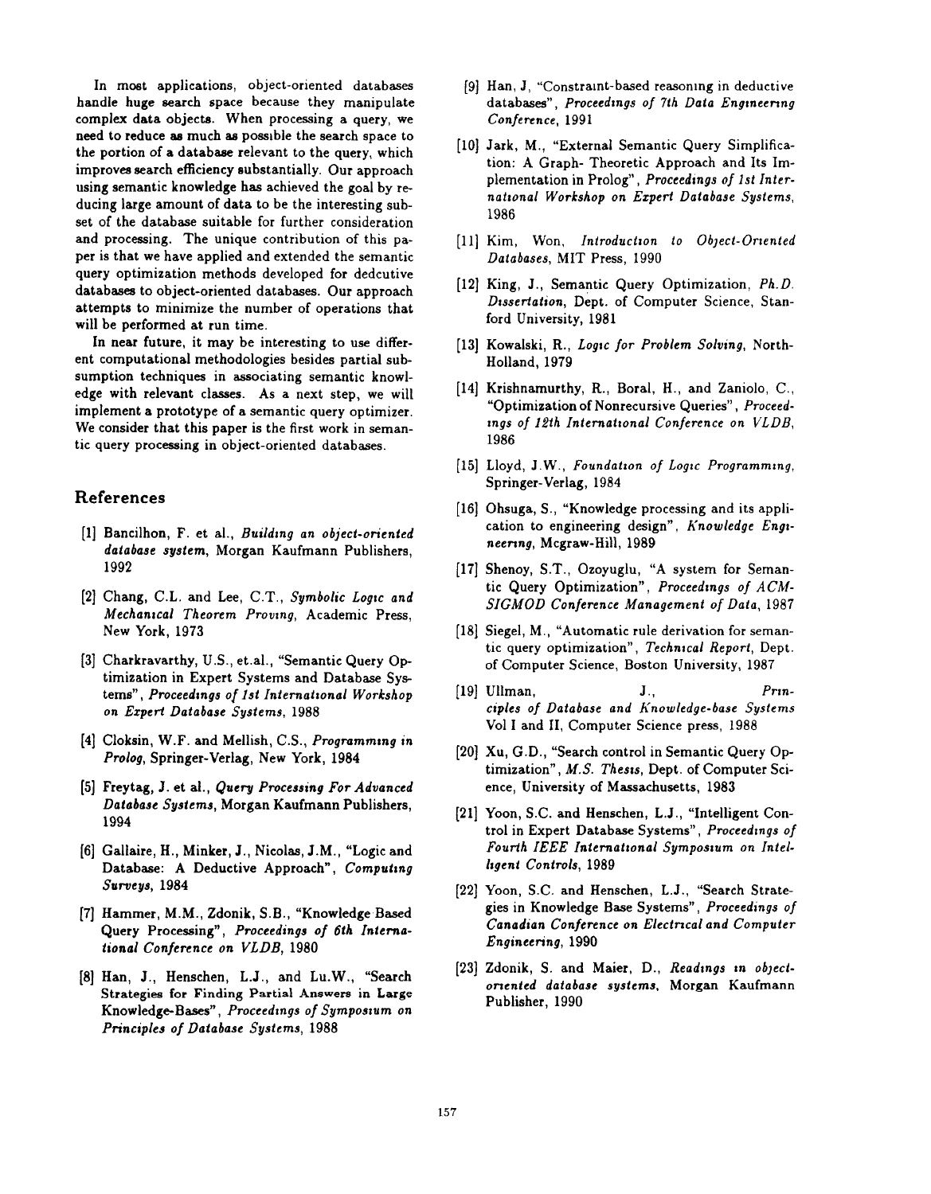In most applications, object-oriented databases handle huge search space because they manipulate complex data objects. When processing a query, we need to reduce as much as possible the search space to the portion of a database relevant to the query, which improves search efficiency substantially. Our approach using semantic knowledge has achieved the goal by reducing large amount of data to be the interesting subset of the database suitable for further consideration and processing. The unique contribution of this paper is that we have applied and extended the semantic query optimization methods developed for dedcutive databases to object-oriented databases. Our approach attempts to minimize the number of operations that will be performed at run time.

In near future, it may be interesting to use different computational methodologies besides partial subsumption techniques in associating semantic knowledge with relevant classes. As a next step, we will implement a prototype of a semantic query optimizer. We consider that this paper is the first work in semantic query processing in object-oriented databases.

## References

[1] Bancilhon, F. et al., *Building an object-oriented database system*, Morgan Kaufmann Publishers, 1992

[2] Chang, C.L. and Lee, C.T., *Symbolic Logic and Mechanical Theorem Proving*, Academic Press, New York, 1973

[3] Charkravarthy, U.S., et.al., "Semantic Query Optimization in Expert Systems and Database Systems", *Proceedings of 1st International Workshop on Expert Database Systems*, 1988

[4] Cloksin, W.F. and Mellish, C.S., *Programming in Prolog*, Springer-Verlag, New York, 1984

[5] Freytag, J. et al., *Query Processing For Advanced Database Systems*, Morgan Kaufmann Publishers, 1994

[6] Gallaire, H., Minker, J., Nicolas, J.M., "Logic and Database: A Deductive Approach", *Computing Surveys*, 1984

[7] Hammer, M.M., Zdonik, S.B., "Knowledge Based Query Processing", *Proceedings of 6th International Conference on VLDB*, 1980

[8] Han, J., Henschen, L.J., and Lu.W., "Search Strategies for Finding Partial Answers in Large Knowledge-Bases", *Proceedings of Symposium on Principles of Database Systems*, 1988

[9] Han, J, "Constraint-based reasoning in deductive databases", *Proceedings of 7th Data Engineering Conference*, 1991

[10] Jark, M., "External Semantic Query Simplification: A Graph- Theoretic Approach and Its Implementation in Prolog", *Proceedings of 1st International Workshop on Expert Database Systems*, 1986

[11] Kim, Won, *Introduction to Object-Oriented Databases*, MIT Press, 1990

[12] King, J., Semantic Query Optimization, *Ph.D. Dissertation*, Dept. of Computer Science, Stanford University, 1981

[13] Kowalski, R., *Logic for Problem Solving*, North-Holland, 1979

[14] Krishnamurthy, R., Boral, H., and Zaniolo, C., "Optimization of Nonrecursive Queries", *Proceedings of 12th International Conference on VLDB*, 1986

[15] Lloyd, J.W., *Foundation of Logic Programming*, Springer-Verlag, 1984

[16] Ohsuga, S., "Knowledge processing and its application to engineering design", *Knowledge Engineering*, Mcgraw-Hill, 1989

[17] Shenoy, S.T., Ozoyuglu, "A system for Semantic Query Optimization", *Proceedings of ACM-SIGMOD Conference Management of Data*, 1987

[18] Siegel, M., "Automatic rule derivation for semantic query optimization", *Technical Report*, Dept. of Computer Science, Boston University, 1987

[19] Ullman, J., *Principles of Database and Knowledge-base Systems* Vol I and II, Computer Science press, 1988

[20] Xu, G.D., "Search control in Semantic Query Optimization", *M.S. Thesis*, Dept. of Computer Science, University of Massachusetts, 1983

[21] Yoon, S.C. and Henschen, L.J., "Intelligent Control in Expert Database Systems", *Proceedings of Fourth IEEE International Symposium on Intelligent Controls*, 1989

[22] Yoon, S.C. and Henschen, L.J., "Search Strategies in Knowledge Base Systems", *Proceedings of Canadian Conference on Electrical and Computer Engineering*, 1990

[23] Zdonik, S. and Maier, D., *Readings in object-oriented database systems*, Morgan Kaufmann Publisher, 1990